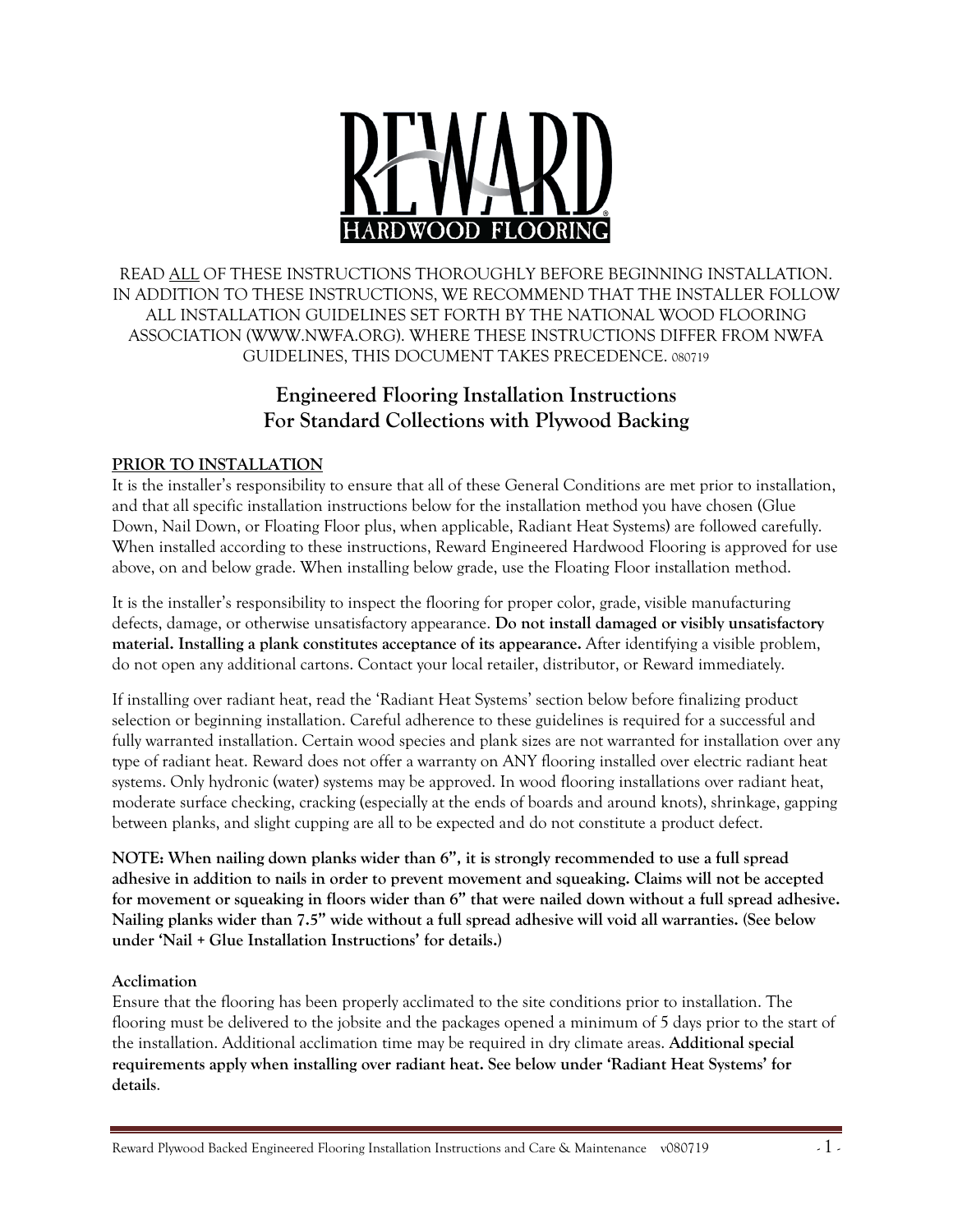REWARD HARDWOOD FLOORING

READ ALL OF THESE INSTRUCTIONS THOROUGHLY BEFORE BEGINNING INSTALLATION. IN ADDITION TO THESE INSTRUCTIONS, WE RECOMMEND THAT THE INSTALLER FOLLOW ALL INSTALLATION GUIDELINES SET FORTH BY THE NATIONAL WOOD FLOORING ASSOCIATION (WWW.NWFA.ORG). WHERE THESE INSTRUCTIONS DIFFER FROM NWFA GUIDELINES, THIS DOCUMENT TAKES PRECEDENCE. 080719

# Engineered Flooring Installation Instructions
# For Standard Collections with Plywood Backing

## PRIOR TO INSTALLATION

It is the installer's responsibility to ensure that all of these General Conditions are met prior to installation, and that all specific installation instructions below for the installation method you have chosen (Glue Down, Nail Down, or Floating Floor plus, when applicable, Radiant Heat Systems) are followed carefully. When installed according to these instructions, Reward Engineered Hardwood Flooring is approved for use above, on and below grade. When installing below grade, use the Floating Floor installation method.

It is the installer's responsibility to inspect the flooring for proper color, grade, visible manufacturing defects, damage, or otherwise unsatisfactory appearance. **Do not install damaged or visibly unsatisfactory material. Installing a plank constitutes acceptance of its appearance.** After identifying a visible problem, do not open any additional cartons. Contact your local retailer, distributor, or Reward immediately.

If installing over radiant heat, read the 'Radiant Heat Systems' section below before finalizing product selection or beginning installation. Careful adherence to these guidelines is required for a successful and fully warranted installation. Certain wood species and plank sizes are not warranted for installation over any type of radiant heat. Reward does not offer a warranty on ANY flooring installed over electric radiant heat systems. Only hydronic (water) systems may be approved. In wood flooring installations over radiant heat, moderate surface checking, cracking (especially at the ends of boards and around knots), shrinkage, gapping between planks, and slight cupping are all to be expected and do not constitute a product defect.

**NOTE: When nailing down planks wider than 6", it is strongly recommended to use a full spread adhesive in addition to nails in order to prevent movement and squeaking. Claims will not be accepted for movement or squeaking in floors wider than 6" that were nailed down without a full spread adhesive. Nailing planks wider than 7.5" wide without a full spread adhesive will void all warranties. (See below under 'Nail + Glue Installation Instructions' for details.)**

### Acclimation

Ensure that the flooring has been properly acclimated to the site conditions prior to installation. The flooring must be delivered to the jobsite and the packages opened a minimum of 5 days prior to the start of the installation. Additional acclimation time may be required in dry climate areas. **Additional special requirements apply when installing over radiant heat. See below under 'Radiant Heat Systems' for details**.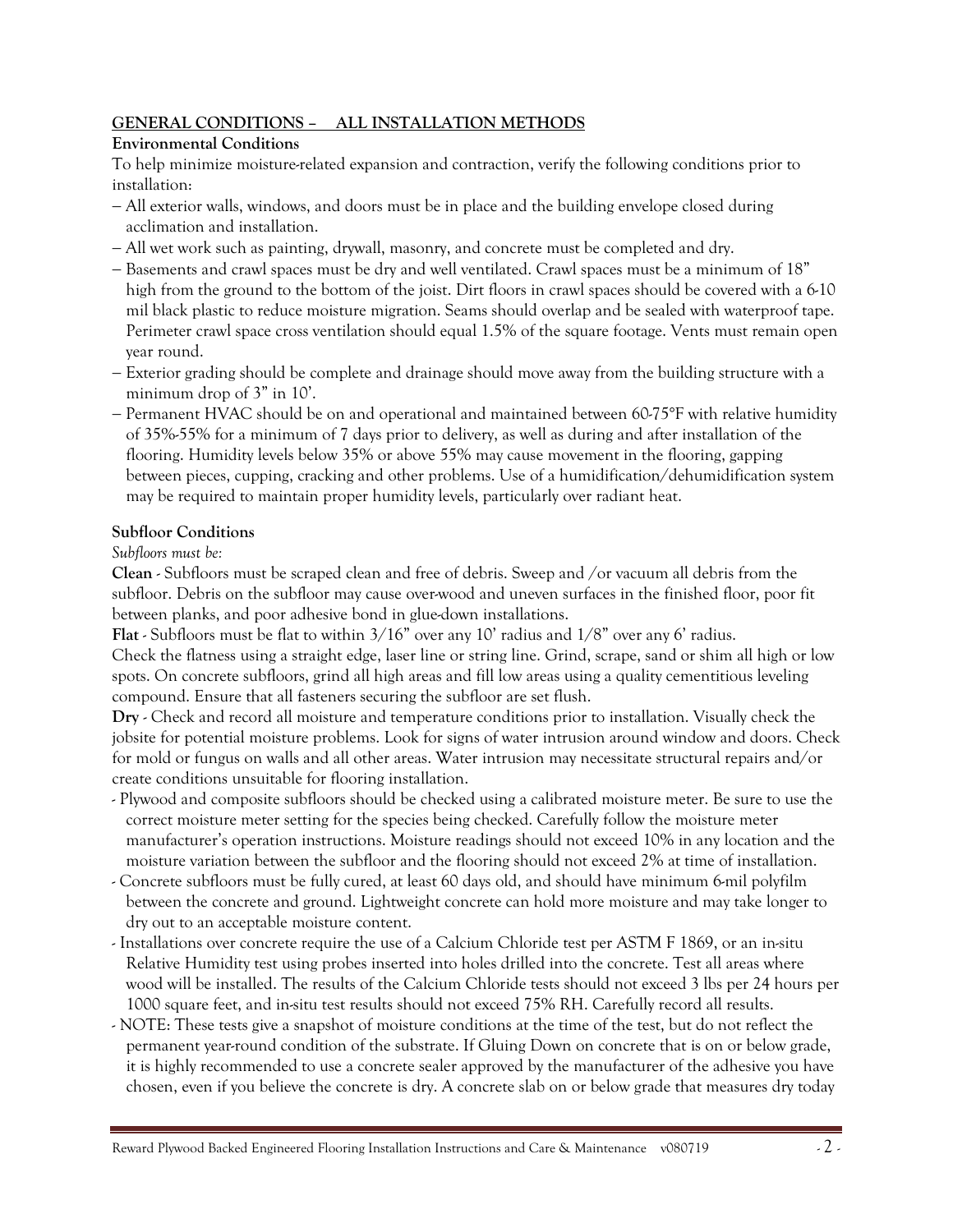## GENERAL CONDITIONS – ALL INSTALLATION METHODS

### Environmental Conditions

To help minimize moisture-related expansion and contraction, verify the following conditions prior to installation:

– All exterior walls, windows, and doors must be in place and the building envelope closed during acclimation and installation.
– All wet work such as painting, drywall, masonry, and concrete must be completed and dry.
– Basements and crawl spaces must be dry and well ventilated. Crawl spaces must be a minimum of 18" high from the ground to the bottom of the joist. Dirt floors in crawl spaces should be covered with a 6-10 mil black plastic to reduce moisture migration. Seams should overlap and be sealed with waterproof tape. Perimeter crawl space cross ventilation should equal 1.5% of the square footage. Vents must remain open year round.
– Exterior grading should be complete and drainage should move away from the building structure with a minimum drop of 3" in 10'.
– Permanent HVAC should be on and operational and maintained between 60-75°F with relative humidity of 35%-55% for a minimum of 7 days prior to delivery, as well as during and after installation of the flooring. Humidity levels below 35% or above 55% may cause movement in the flooring, gapping between pieces, cupping, cracking and other problems. Use of a humidification/dehumidification system may be required to maintain proper humidity levels, particularly over radiant heat.

### Subfloor Conditions

*Subfloors must be:*

**Clean** - Subfloors must be scraped clean and free of debris. Sweep and /or vacuum all debris from the subfloor. Debris on the subfloor may cause over-wood and uneven surfaces in the finished floor, poor fit between planks, and poor adhesive bond in glue-down installations.

**Flat** - Subfloors must be flat to within 3/16" over any 10' radius and 1/8" over any 6' radius.
Check the flatness using a straight edge, laser line or string line. Grind, scrape, sand or shim all high or low spots. On concrete subfloors, grind all high areas and fill low areas using a quality cementitious leveling compound. Ensure that all fasteners securing the subfloor are set flush.

**Dry** - Check and record all moisture and temperature conditions prior to installation. Visually check the jobsite for potential moisture problems. Look for signs of water intrusion around window and doors. Check for mold or fungus on walls and all other areas. Water intrusion may necessitate structural repairs and/or create conditions unsuitable for flooring installation.

- Plywood and composite subfloors should be checked using a calibrated moisture meter. Be sure to use the correct moisture meter setting for the species being checked. Carefully follow the moisture meter manufacturer's operation instructions. Moisture readings should not exceed 10% in any location and the moisture variation between the subfloor and the flooring should not exceed 2% at time of installation.
- Concrete subfloors must be fully cured, at least 60 days old, and should have minimum 6-mil polyfilm between the concrete and ground. Lightweight concrete can hold more moisture and may take longer to dry out to an acceptable moisture content.
- Installations over concrete require the use of a Calcium Chloride test per ASTM F 1869, or an in-situ Relative Humidity test using probes inserted into holes drilled into the concrete. Test all areas where wood will be installed. The results of the Calcium Chloride tests should not exceed 3 lbs per 24 hours per 1000 square feet, and in-situ test results should not exceed 75% RH. Carefully record all results.
- NOTE: These tests give a snapshot of moisture conditions at the time of the test, but do not reflect the permanent year-round condition of the substrate. If Gluing Down on concrete that is on or below grade, it is highly recommended to use a concrete sealer approved by the manufacturer of the adhesive you have chosen, even if you believe the concrete is dry. A concrete slab on or below grade that measures dry today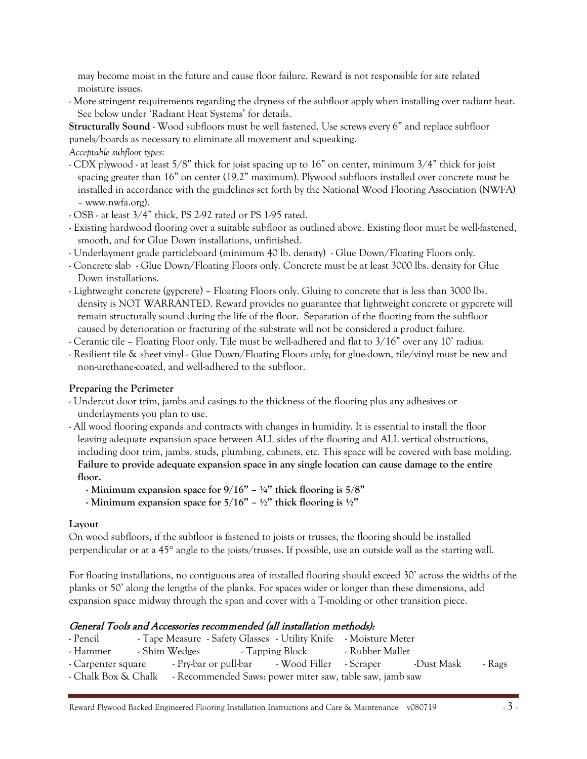may become moist in the future and cause floor failure. Reward is not responsible for site related moisture issues.

- More stringent requirements regarding the dryness of the subfloor apply when installing over radiant heat. See below under 'Radiant Heat Systems' for details.

**Structurally Sound** - Wood subfloors must be well fastened. Use screws every 6" and replace subfloor panels/boards as necessary to eliminate all movement and squeaking.

*Acceptable subfloor types:*

- CDX plywood - at least 5/8" thick for joist spacing up to 16" on center, minimum 3/4" thick for joist spacing greater than 16" on center (19.2" maximum). Plywood subfloors installed over concrete must be installed in accordance with the guidelines set forth by the National Wood Flooring Association (NWFA) – www.nwfa.org).
- OSB - at least 3/4" thick, PS 2-92 rated or PS 1-95 rated.
- Existing hardwood flooring over a suitable subfloor as outlined above. Existing floor must be well-fastened, smooth, and for Glue Down installations, unfinished.
- Underlayment grade particleboard (minimum 40 lb. density) - Glue Down/Floating Floors only.
- Concrete slab - Glue Down/Floating Floors only. Concrete must be at least 3000 lbs. density for Glue Down installations.
- Lightweight concrete (gypcrete) – Floating Floors only. Gluing to concrete that is less than 3000 lbs. density is NOT WARRANTED. Reward provides no guarantee that lightweight concrete or gypcrete will remain structurally sound during the life of the floor. Separation of the flooring from the subfloor caused by deterioration or fracturing of the substrate will not be considered a product failure.
- Ceramic tile – Floating Floor only. Tile must be well-adhered and flat to 3/16" over any 10' radius.
- Resilient tile & sheet vinyl - Glue Down/Floating Floors only; for glue-down, tile/vinyl must be new and non-urethane-coated, and well-adhered to the subfloor.

**Preparing the Perimeter**

- Undercut door trim, jambs and casings to the thickness of the flooring plus any adhesives or underlayments you plan to use.
- All wood flooring expands and contracts with changes in humidity. It is essential to install the floor leaving adequate expansion space between ALL sides of the flooring and ALL vertical obstructions, including door trim, jambs, studs, plumbing, cabinets, etc. This space will be covered with base molding. **Failure to provide adequate expansion space in any single location can cause damage to the entire floor.**
  - **Minimum expansion space for 9/16" – ¾" thick flooring is 5/8"**
  - **Minimum expansion space for 5/16" – ½" thick flooring is ½"**

**Layout**

On wood subfloors, if the subfloor is fastened to joists or trusses, the flooring should be installed perpendicular or at a 45° angle to the joists/trusses. If possible, use an outside wall as the starting wall.

For floating installations, no contiguous area of installed flooring should exceed 30' across the widths of the planks or 50' along the lengths of the planks. For spaces wider or longer than these dimensions, add expansion space midway through the span and cover with a T-molding or other transition piece.

## *General Tools and Accessories recommended (all installation methods):*

- Pencil - Tape Measure - Safety Glasses - Utility Knife - Moisture Meter
- Hammer - Shim Wedges - Tapping Block - Rubber Mallet
- Carpenter square - Pry-bar or pull-bar - Wood Filler - Scraper -Dust Mask - Rags
- Chalk Box & Chalk - Recommended Saws: power miter saw, table saw, jamb saw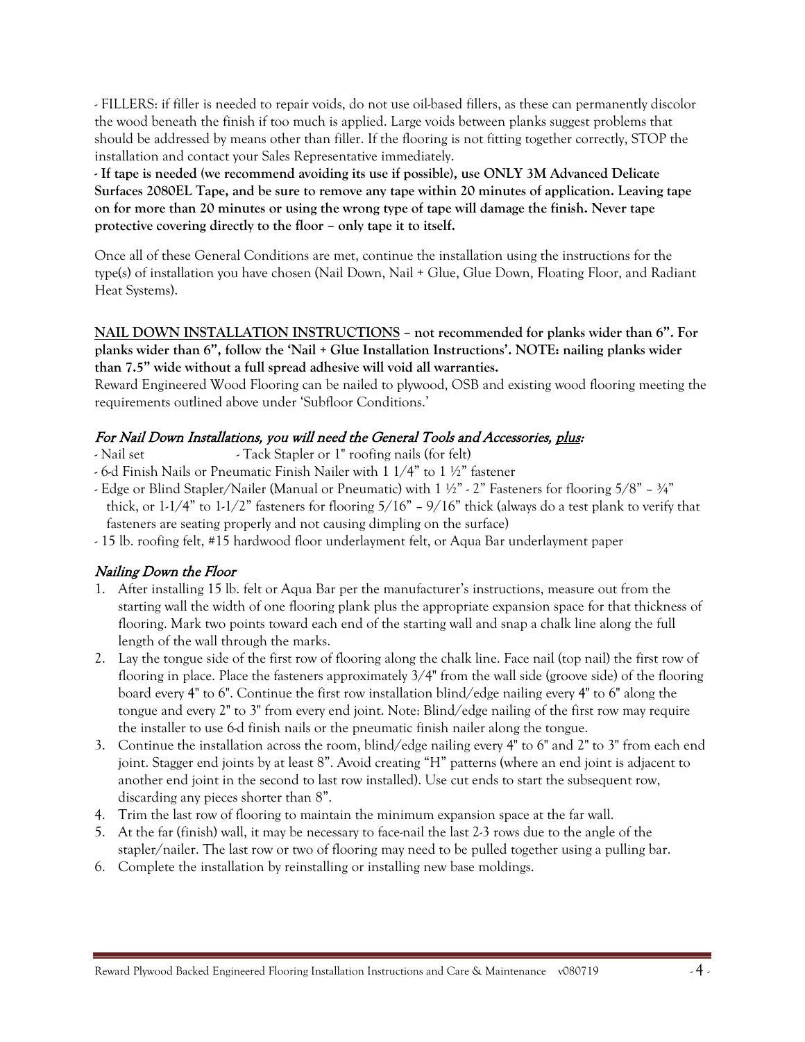- FILLERS: if filler is needed to repair voids, do not use oil-based fillers, as these can permanently discolor the wood beneath the finish if too much is applied. Large voids between planks suggest problems that should be addressed by means other than filler. If the flooring is not fitting together correctly, STOP the installation and contact your Sales Representative immediately.

**- If tape is needed (we recommend avoiding its use if possible), use ONLY 3M Advanced Delicate Surfaces 2080EL Tape, and be sure to remove any tape within 20 minutes of application. Leaving tape on for more than 20 minutes or using the wrong type of tape will damage the finish. Never tape protective covering directly to the floor – only tape it to itself.**

Once all of these General Conditions are met, continue the installation using the instructions for the type(s) of installation you have chosen (Nail Down, Nail + Glue, Glue Down, Floating Floor, and Radiant Heat Systems).

**<u>NAIL DOWN INSTALLATION INSTRUCTIONS</u> – not recommended for planks wider than 6". For planks wider than 6", follow the 'Nail + Glue Installation Instructions'. NOTE: nailing planks wider than 7.5" wide without a full spread adhesive will void all warranties.**

Reward Engineered Wood Flooring can be nailed to plywood, OSB and existing wood flooring meeting the requirements outlined above under 'Subfloor Conditions.'

### *For Nail Down Installations, you will need the General Tools and Accessories, <u>plus</u>:*

- Nail set
- Tack Stapler or 1" roofing nails (for felt)
- 6-d Finish Nails or Pneumatic Finish Nailer with 1 1/4" to 1 ½" fastener
- Edge or Blind Stapler/Nailer (Manual or Pneumatic) with 1 ½" - 2" Fasteners for flooring 5/8" – ¾" thick, or 1-1/4" to 1-1/2" fasteners for flooring 5/16" – 9/16" thick (always do a test plank to verify that fasteners are seating properly and not causing dimpling on the surface)
- 15 lb. roofing felt, #15 hardwood floor underlayment felt, or Aqua Bar underlayment paper

### *Nailing Down the Floor*

1. After installing 15 lb. felt or Aqua Bar per the manufacturer's instructions, measure out from the starting wall the width of one flooring plank plus the appropriate expansion space for that thickness of flooring. Mark two points toward each end of the starting wall and snap a chalk line along the full length of the wall through the marks.
2. Lay the tongue side of the first row of flooring along the chalk line. Face nail (top nail) the first row of flooring in place. Place the fasteners approximately 3/4" from the wall side (groove side) of the flooring board every 4" to 6". Continue the first row installation blind/edge nailing every 4" to 6" along the tongue and every 2" to 3" from every end joint. Note: Blind/edge nailing of the first row may require the installer to use 6-d finish nails or the pneumatic finish nailer along the tongue.
3. Continue the installation across the room, blind/edge nailing every 4" to 6" and 2" to 3" from each end joint. Stagger end joints by at least 8". Avoid creating "H" patterns (where an end joint is adjacent to another end joint in the second to last row installed). Use cut ends to start the subsequent row, discarding any pieces shorter than 8".
4. Trim the last row of flooring to maintain the minimum expansion space at the far wall.
5. At the far (finish) wall, it may be necessary to face-nail the last 2-3 rows due to the angle of the stapler/nailer. The last row or two of flooring may need to be pulled together using a pulling bar.
6. Complete the installation by reinstalling or installing new base moldings.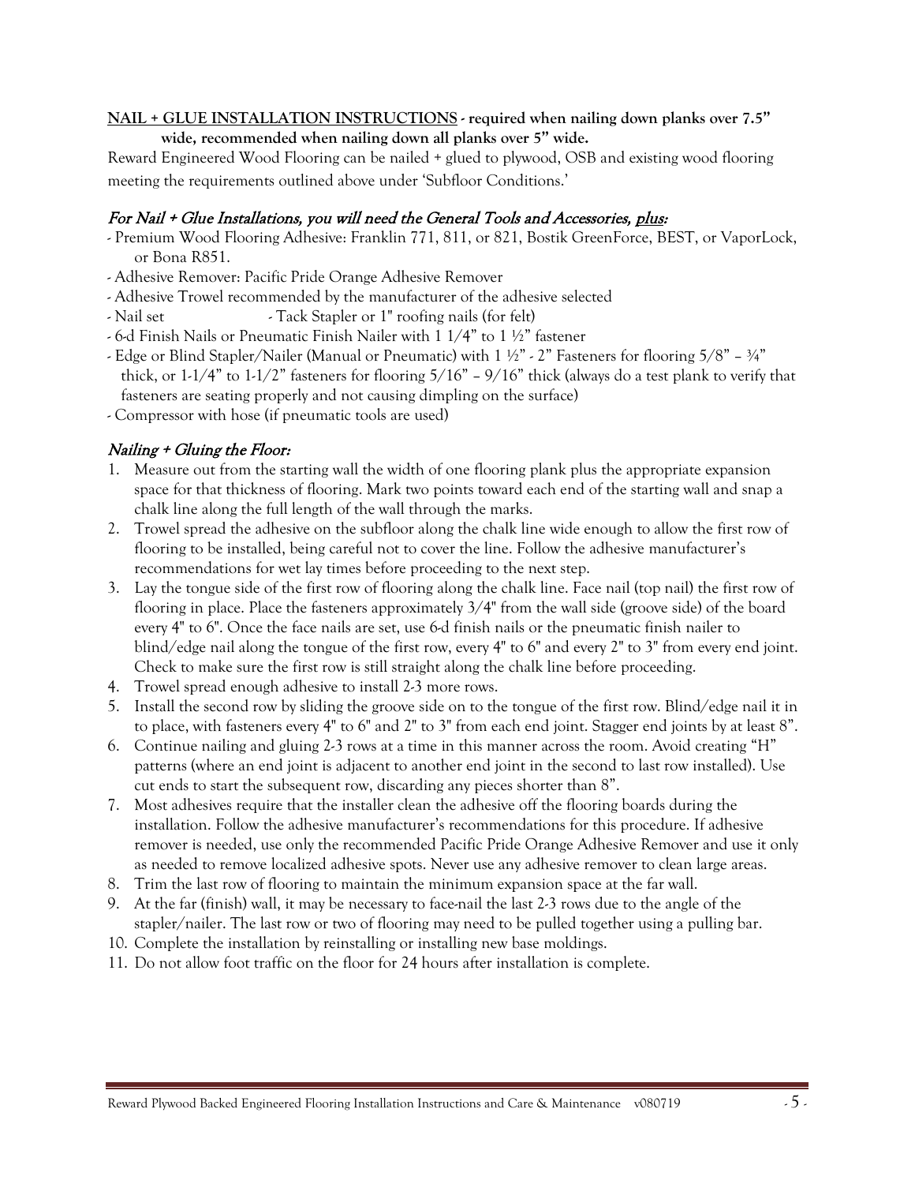**<u>NAIL + GLUE INSTALLATION INSTRUCTIONS</u> - required when nailing down planks over 7.5" wide, recommended when nailing down all planks over 5" wide.**

Reward Engineered Wood Flooring can be nailed + glued to plywood, OSB and existing wood flooring meeting the requirements outlined above under 'Subfloor Conditions.'

### *For Nail + Glue Installations, you will need the General Tools and Accessories, <u>plus</u>:*

- Premium Wood Flooring Adhesive: Franklin 771, 811, or 821, Bostik GreenForce, BEST, or VaporLock, or Bona R851.
- Adhesive Remover: Pacific Pride Orange Adhesive Remover
- Adhesive Trowel recommended by the manufacturer of the adhesive selected
- Nail set
- Tack Stapler or 1" roofing nails (for felt)
- 6-d Finish Nails or Pneumatic Finish Nailer with 1 1/4" to 1 ½" fastener
- Edge or Blind Stapler/Nailer (Manual or Pneumatic) with 1 ½" - 2" Fasteners for flooring 5/8" – ¾" thick, or 1-1/4" to 1-1/2" fasteners for flooring 5/16" – 9/16" thick (always do a test plank to verify that fasteners are seating properly and not causing dimpling on the surface)
- Compressor with hose (if pneumatic tools are used)

### *Nailing + Gluing the Floor:*

1. Measure out from the starting wall the width of one flooring plank plus the appropriate expansion space for that thickness of flooring. Mark two points toward each end of the starting wall and snap a chalk line along the full length of the wall through the marks.
2. Trowel spread the adhesive on the subfloor along the chalk line wide enough to allow the first row of flooring to be installed, being careful not to cover the line. Follow the adhesive manufacturer's recommendations for wet lay times before proceeding to the next step.
3. Lay the tongue side of the first row of flooring along the chalk line. Face nail (top nail) the first row of flooring in place. Place the fasteners approximately 3/4" from the wall side (groove side) of the board every 4" to 6". Once the face nails are set, use 6-d finish nails or the pneumatic finish nailer to blind/edge nail along the tongue of the first row, every 4" to 6" and every 2" to 3" from every end joint. Check to make sure the first row is still straight along the chalk line before proceeding.
4. Trowel spread enough adhesive to install 2-3 more rows.
5. Install the second row by sliding the groove side on to the tongue of the first row. Blind/edge nail it in to place, with fasteners every 4" to 6" and 2" to 3" from each end joint. Stagger end joints by at least 8".
6. Continue nailing and gluing 2-3 rows at a time in this manner across the room. Avoid creating "H" patterns (where an end joint is adjacent to another end joint in the second to last row installed). Use cut ends to start the subsequent row, discarding any pieces shorter than 8".
7. Most adhesives require that the installer clean the adhesive off the flooring boards during the installation. Follow the adhesive manufacturer's recommendations for this procedure. If adhesive remover is needed, use only the recommended Pacific Pride Orange Adhesive Remover and use it only as needed to remove localized adhesive spots. Never use any adhesive remover to clean large areas.
8. Trim the last row of flooring to maintain the minimum expansion space at the far wall.
9. At the far (finish) wall, it may be necessary to face-nail the last 2-3 rows due to the angle of the stapler/nailer. The last row or two of flooring may need to be pulled together using a pulling bar.
10. Complete the installation by reinstalling or installing new base moldings.
11. Do not allow foot traffic on the floor for 24 hours after installation is complete.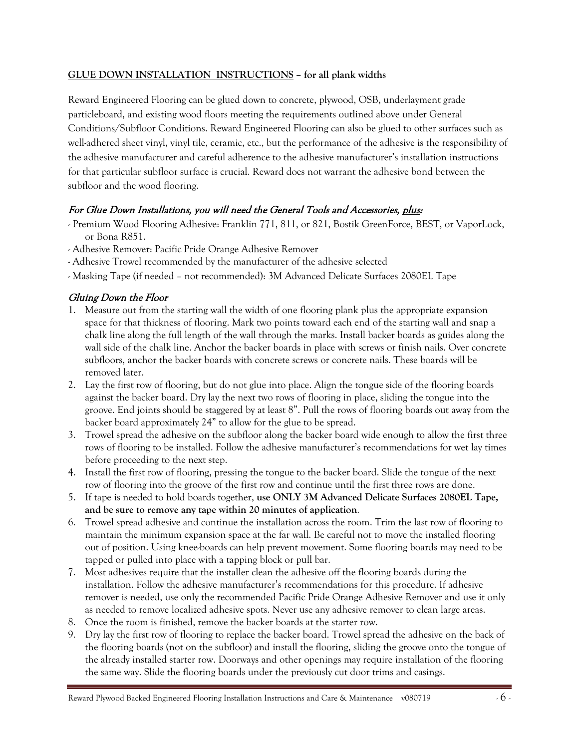## GLUE DOWN INSTALLATION INSTRUCTIONS – for all plank widths

Reward Engineered Flooring can be glued down to concrete, plywood, OSB, underlayment grade particleboard, and existing wood floors meeting the requirements outlined above under General Conditions/Subfloor Conditions. Reward Engineered Flooring can also be glued to other surfaces such as well-adhered sheet vinyl, vinyl tile, ceramic, etc., but the performance of the adhesive is the responsibility of the adhesive manufacturer and careful adherence to the adhesive manufacturer's installation instructions for that particular subfloor surface is crucial. Reward does not warrant the adhesive bond between the subfloor and the wood flooring.

### *For Glue Down Installations, you will need the General Tools and Accessories, plus:*

- Premium Wood Flooring Adhesive: Franklin 771, 811, or 821, Bostik GreenForce, BEST, or VaporLock, or Bona R851.
- Adhesive Remover: Pacific Pride Orange Adhesive Remover
- Adhesive Trowel recommended by the manufacturer of the adhesive selected
- Masking Tape (if needed – not recommended): 3M Advanced Delicate Surfaces 2080EL Tape

### *Gluing Down the Floor*

1. Measure out from the starting wall the width of one flooring plank plus the appropriate expansion space for that thickness of flooring. Mark two points toward each end of the starting wall and snap a chalk line along the full length of the wall through the marks. Install backer boards as guides along the wall side of the chalk line. Anchor the backer boards in place with screws or finish nails. Over concrete subfloors, anchor the backer boards with concrete screws or concrete nails. These boards will be removed later.
2. Lay the first row of flooring, but do not glue into place. Align the tongue side of the flooring boards against the backer board. Dry lay the next two rows of flooring in place, sliding the tongue into the groove. End joints should be staggered by at least 8". Pull the rows of flooring boards out away from the backer board approximately 24" to allow for the glue to be spread.
3. Trowel spread the adhesive on the subfloor along the backer board wide enough to allow the first three rows of flooring to be installed. Follow the adhesive manufacturer's recommendations for wet lay times before proceeding to the next step.
4. Install the first row of flooring, pressing the tongue to the backer board. Slide the tongue of the next row of flooring into the groove of the first row and continue until the first three rows are done.
5. If tape is needed to hold boards together, **use ONLY 3M Advanced Delicate Surfaces 2080EL Tape, and be sure to remove any tape within 20 minutes of application**.
6. Trowel spread adhesive and continue the installation across the room. Trim the last row of flooring to maintain the minimum expansion space at the far wall. Be careful not to move the installed flooring out of position. Using knee-boards can help prevent movement. Some flooring boards may need to be tapped or pulled into place with a tapping block or pull bar.
7. Most adhesives require that the installer clean the adhesive off the flooring boards during the installation. Follow the adhesive manufacturer's recommendations for this procedure. If adhesive remover is needed, use only the recommended Pacific Pride Orange Adhesive Remover and use it only as needed to remove localized adhesive spots. Never use any adhesive remover to clean large areas.
8. Once the room is finished, remove the backer boards at the starter row.
9. Dry lay the first row of flooring to replace the backer board. Trowel spread the adhesive on the back of the flooring boards (not on the subfloor) and install the flooring, sliding the groove onto the tongue of the already installed starter row. Doorways and other openings may require installation of the flooring the same way. Slide the flooring boards under the previously cut door trims and casings.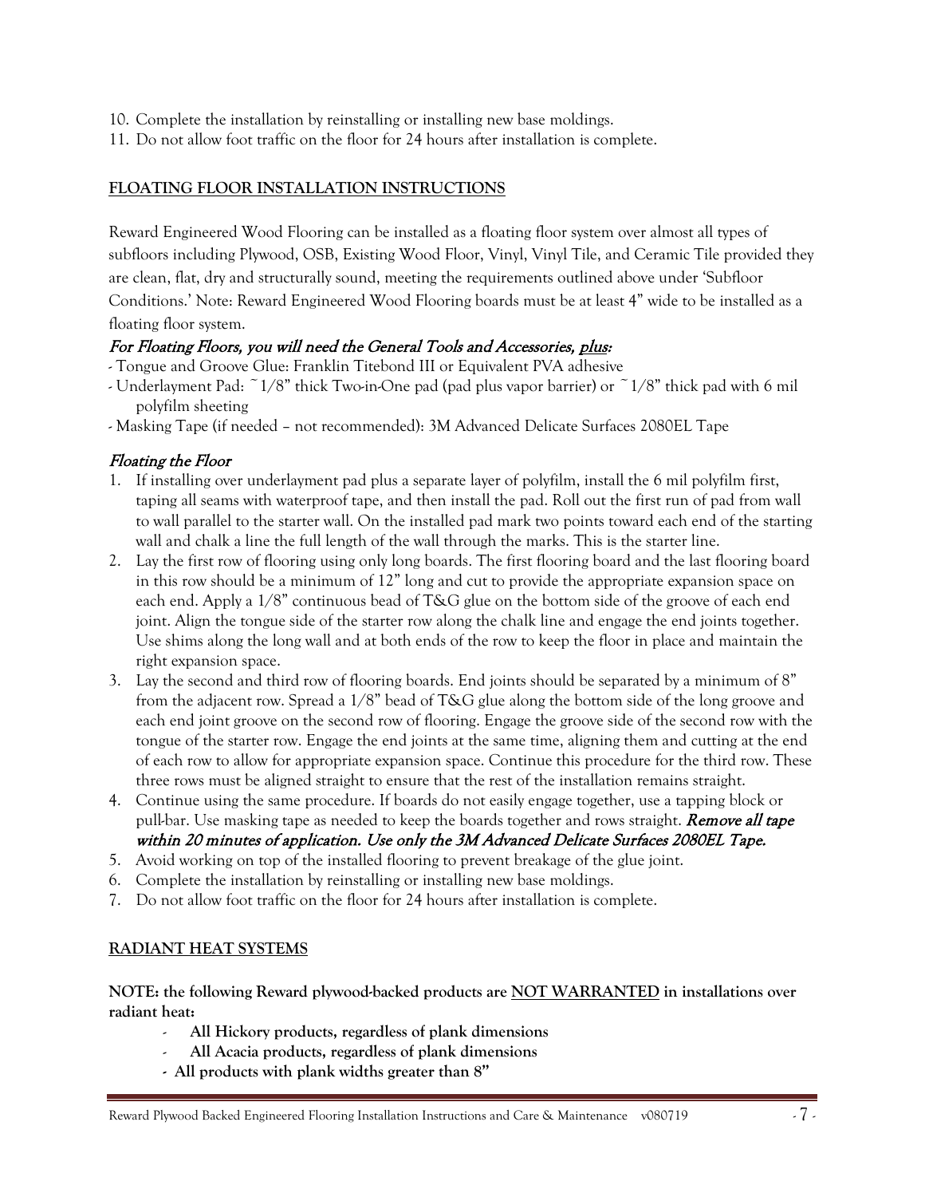10. Complete the installation by reinstalling or installing new base moldings.
11. Do not allow foot traffic on the floor for 24 hours after installation is complete.

## FLOATING FLOOR INSTALLATION INSTRUCTIONS

Reward Engineered Wood Flooring can be installed as a floating floor system over almost all types of subfloors including Plywood, OSB, Existing Wood Floor, Vinyl, Vinyl Tile, and Ceramic Tile provided they are clean, flat, dry and structurally sound, meeting the requirements outlined above under 'Subfloor Conditions.' Note: Reward Engineered Wood Flooring boards must be at least 4" wide to be installed as a floating floor system.

### *For Floating Floors, you will need the General Tools and Accessories, plus:*

- Tongue and Groove Glue: Franklin Titebond III or Equivalent PVA adhesive
- Underlayment Pad: ~1/8" thick Two-in-One pad (pad plus vapor barrier) or ~1/8" thick pad with 6 mil polyfilm sheeting
- Masking Tape (if needed – not recommended): 3M Advanced Delicate Surfaces 2080EL Tape

### *Floating the Floor*

1. If installing over underlayment pad plus a separate layer of polyfilm, install the 6 mil polyfilm first, taping all seams with waterproof tape, and then install the pad. Roll out the first run of pad from wall to wall parallel to the starter wall. On the installed pad mark two points toward each end of the starting wall and chalk a line the full length of the wall through the marks. This is the starter line.
2. Lay the first row of flooring using only long boards. The first flooring board and the last flooring board in this row should be a minimum of 12" long and cut to provide the appropriate expansion space on each end. Apply a 1/8" continuous bead of T&G glue on the bottom side of the groove of each end joint. Align the tongue side of the starter row along the chalk line and engage the end joints together. Use shims along the long wall and at both ends of the row to keep the floor in place and maintain the right expansion space.
3. Lay the second and third row of flooring boards. End joints should be separated by a minimum of 8" from the adjacent row. Spread a 1/8" bead of T&G glue along the bottom side of the long groove and each end joint groove on the second row of flooring. Engage the groove side of the second row with the tongue of the starter row. Engage the end joints at the same time, aligning them and cutting at the end of each row to allow for appropriate expansion space. Continue this procedure for the third row. These three rows must be aligned straight to ensure that the rest of the installation remains straight.
4. Continue using the same procedure. If boards do not easily engage together, use a tapping block or pull-bar. Use masking tape as needed to keep the boards together and rows straight. ***Remove all tape within 20 minutes of application. Use only the 3M Advanced Delicate Surfaces 2080EL Tape.***
5. Avoid working on top of the installed flooring to prevent breakage of the glue joint.
6. Complete the installation by reinstalling or installing new base moldings.
7. Do not allow foot traffic on the floor for 24 hours after installation is complete.

## RADIANT HEAT SYSTEMS

**NOTE: the following Reward plywood-backed products are NOT WARRANTED in installations over radiant heat:**

- **All Hickory products, regardless of plank dimensions**
- **All Acacia products, regardless of plank dimensions**
- **All products with plank widths greater than 8"**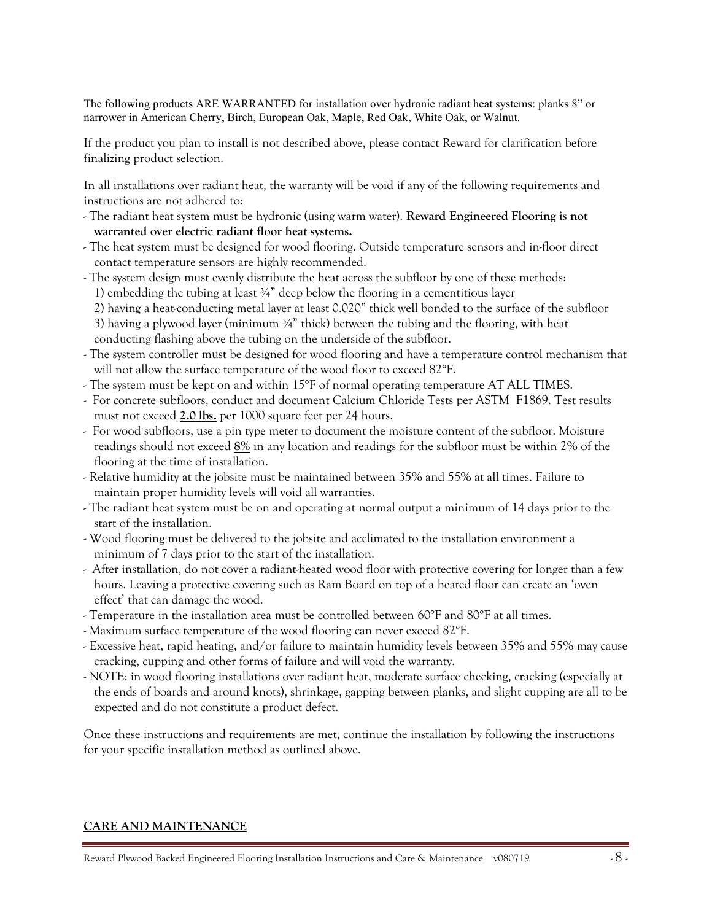The following products ARE WARRANTED for installation over hydronic radiant heat systems: planks 8" or narrower in American Cherry, Birch, European Oak, Maple, Red Oak, White Oak, or Walnut.

If the product you plan to install is not described above, please contact Reward for clarification before finalizing product selection.

In all installations over radiant heat, the warranty will be void if any of the following requirements and instructions are not adhered to:

- The radiant heat system must be hydronic (using warm water). **Reward Engineered Flooring is not warranted over electric radiant floor heat systems.**
- The heat system must be designed for wood flooring. Outside temperature sensors and in-floor direct contact temperature sensors are highly recommended.
- The system design must evenly distribute the heat across the subfloor by one of these methods:
  1) embedding the tubing at least ¾" deep below the flooring in a cementitious layer
  2) having a heat-conducting metal layer at least 0.020" thick well bonded to the surface of the subfloor
  3) having a plywood layer (minimum ¾" thick) between the tubing and the flooring, with heat conducting flashing above the tubing on the underside of the subfloor.
- The system controller must be designed for wood flooring and have a temperature control mechanism that will not allow the surface temperature of the wood floor to exceed 82°F.
- The system must be kept on and within 15°F of normal operating temperature AT ALL TIMES.
- For concrete subfloors, conduct and document Calcium Chloride Tests per ASTM F1869. Test results must not exceed **2.0 lbs.** per 1000 square feet per 24 hours.
- For wood subfloors, use a pin type meter to document the moisture content of the subfloor. Moisture readings should not exceed **8%** in any location and readings for the subfloor must be within 2% of the flooring at the time of installation.
- Relative humidity at the jobsite must be maintained between 35% and 55% at all times. Failure to maintain proper humidity levels will void all warranties.
- The radiant heat system must be on and operating at normal output a minimum of 14 days prior to the start of the installation.
- Wood flooring must be delivered to the jobsite and acclimated to the installation environment a minimum of 7 days prior to the start of the installation.
- After installation, do not cover a radiant-heated wood floor with protective covering for longer than a few hours. Leaving a protective covering such as Ram Board on top of a heated floor can create an 'oven effect' that can damage the wood.
- Temperature in the installation area must be controlled between 60°F and 80°F at all times.
- Maximum surface temperature of the wood flooring can never exceed 82°F.
- Excessive heat, rapid heating, and/or failure to maintain humidity levels between 35% and 55% may cause cracking, cupping and other forms of failure and will void the warranty.
- NOTE: in wood flooring installations over radiant heat, moderate surface checking, cracking (especially at the ends of boards and around knots), shrinkage, gapping between planks, and slight cupping are all to be expected and do not constitute a product defect.

Once these instructions and requirements are met, continue the installation by following the instructions for your specific installation method as outlined above.

## CARE AND MAINTENANCE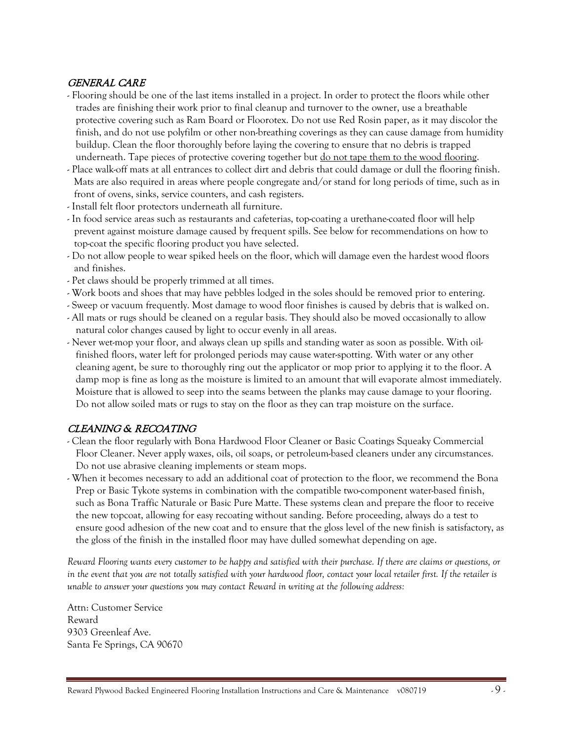## *GENERAL CARE*

- Flooring should be one of the last items installed in a project. In order to protect the floors while other trades are finishing their work prior to final cleanup and turnover to the owner, use a breathable protective covering such as Ram Board or Floorotex. Do not use Red Rosin paper, as it may discolor the finish, and do not use polyfilm or other non-breathing coverings as they can cause damage from humidity buildup. Clean the floor thoroughly before laying the covering to ensure that no debris is trapped underneath. Tape pieces of protective covering together but <u>do not tape them to the wood flooring</u>.
- Place walk-off mats at all entrances to collect dirt and debris that could damage or dull the flooring finish. Mats are also required in areas where people congregate and/or stand for long periods of time, such as in front of ovens, sinks, service counters, and cash registers.
- Install felt floor protectors underneath all furniture.
- In food service areas such as restaurants and cafeterias, top-coating a urethane-coated floor will help prevent against moisture damage caused by frequent spills. See below for recommendations on how to top-coat the specific flooring product you have selected.
- Do not allow people to wear spiked heels on the floor, which will damage even the hardest wood floors and finishes.
- Pet claws should be properly trimmed at all times.
- Work boots and shoes that may have pebbles lodged in the soles should be removed prior to entering.
- Sweep or vacuum frequently. Most damage to wood floor finishes is caused by debris that is walked on.
- All mats or rugs should be cleaned on a regular basis. They should also be moved occasionally to allow natural color changes caused by light to occur evenly in all areas.
- Never wet-mop your floor, and always clean up spills and standing water as soon as possible. With oil-finished floors, water left for prolonged periods may cause water-spotting. With water or any other cleaning agent, be sure to thoroughly ring out the applicator or mop prior to applying it to the floor. A damp mop is fine as long as the moisture is limited to an amount that will evaporate almost immediately. Moisture that is allowed to seep into the seams between the planks may cause damage to your flooring. Do not allow soiled mats or rugs to stay on the floor as they can trap moisture on the surface.

## *CLEANING & RECOATING*

- Clean the floor regularly with Bona Hardwood Floor Cleaner or Basic Coatings Squeaky Commercial Floor Cleaner. Never apply waxes, oils, oil soaps, or petroleum-based cleaners under any circumstances. Do not use abrasive cleaning implements or steam mops.
- When it becomes necessary to add an additional coat of protection to the floor, we recommend the Bona Prep or Basic Tykote systems in combination with the compatible two-component water-based finish, such as Bona Traffic Naturale or Basic Pure Matte. These systems clean and prepare the floor to receive the new topcoat, allowing for easy recoating without sanding. Before proceeding, always do a test to ensure good adhesion of the new coat and to ensure that the gloss level of the new finish is satisfactory, as the gloss of the finish in the installed floor may have dulled somewhat depending on age.

*Reward Flooring wants every customer to be happy and satisfied with their purchase. If there are claims or questions, or in the event that you are not totally satisfied with your hardwood floor, contact your local retailer first. If the retailer is unable to answer your questions you may contact Reward in writing at the following address:*

Attn: Customer Service
Reward
9303 Greenleaf Ave.
Santa Fe Springs, CA 90670